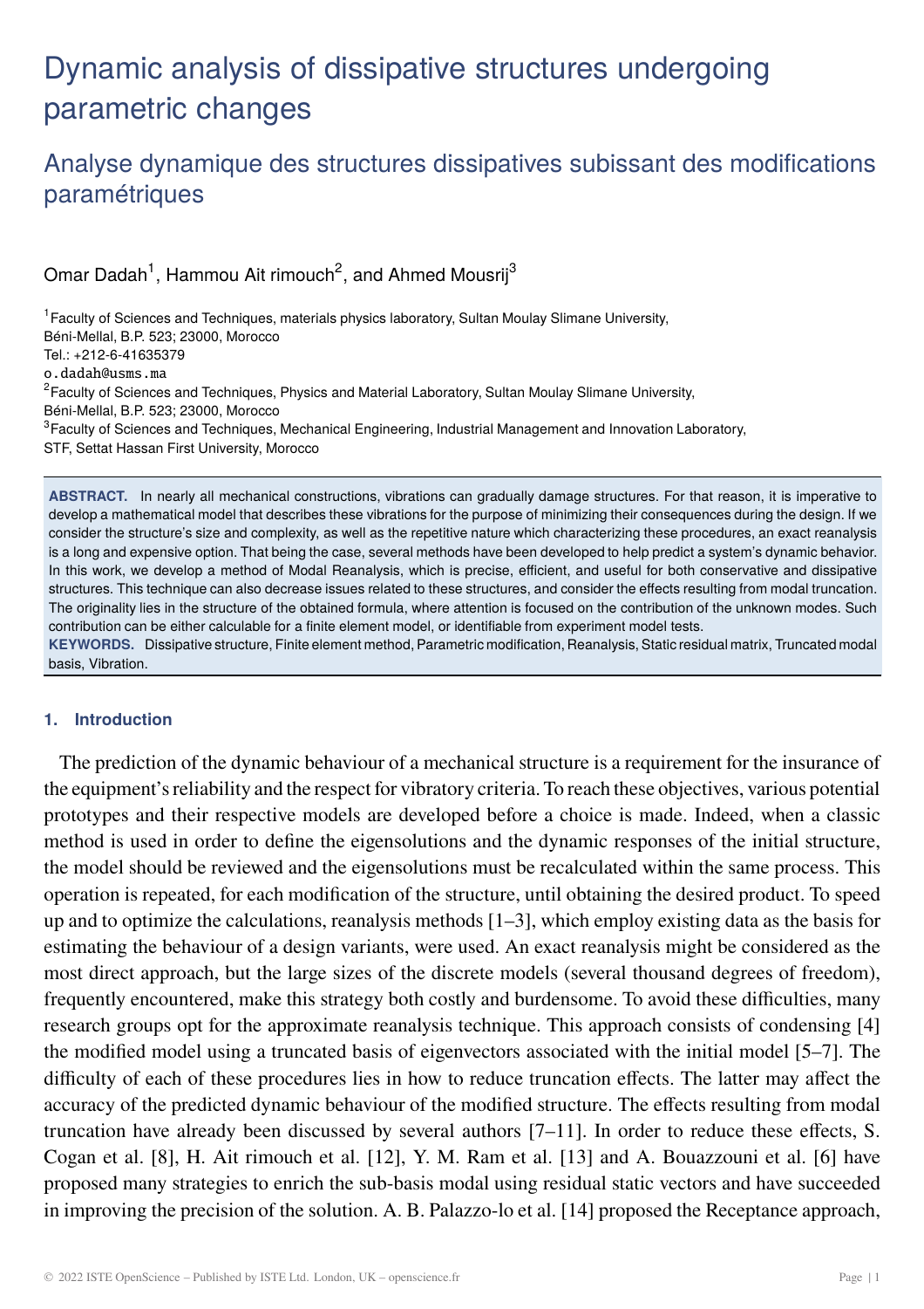# Dynamic analysis of dissipative structures undergoing parametric changes

## Analyse dynamique des structures dissipatives subissant des modifications paramétriques

Omar Dadah[1], Hammou Ait rimouch[2], and Ahmed Mousrij[3]

[1]Faculty of Sciences and Techniques, materials physics laboratory, Sultan Moulay Slimane University, Béni-Mellal, B.P. 523; 23000, Morocco
Tel.: +212-6-41635379
o.dadah@usms.ma
[2]Faculty of Sciences and Techniques, Physics and Material Laboratory, Sultan Moulay Slimane University, Béni-Mellal, B.P. 523; 23000, Morocco
[3]Faculty of Sciences and Techniques, Mechanical Engineering, Industrial Management and Innovation Laboratory, STF, Settat Hassan First University, Morocco

**ABSTRACT.** In nearly all mechanical constructions, vibrations can gradually damage structures. For that reason, it is imperative to develop a mathematical model that describes these vibrations for the purpose of minimizing their consequences during the design. If we consider the structure's size and complexity, as well as the repetitive nature which characterizing these procedures, an exact reanalysis is a long and expensive option. That being the case, several methods have been developed to help predict a system's dynamic behavior. In this work, we develop a method of Modal Reanalysis, which is precise, efficient, and useful for both conservative and dissipative structures. This technique can also decrease issues related to these structures, and consider the effects resulting from modal truncation. The originality lies in the structure of the obtained formula, where attention is focused on the contribution of the unknown modes. Such contribution can be either calculable for a finite element model, or identifiable from experiment model tests.

**KEYWORDS.** Dissipative structure, Finite element method, Parametric modification, Reanalysis, Static residual matrix, Truncated modal basis, Vibration.

### 1. Introduction

The prediction of the dynamic behaviour of a mechanical structure is a requirement for the insurance of the equipment's reliability and the respect for vibratory criteria. To reach these objectives, various potential prototypes and their respective models are developed before a choice is made. Indeed, when a classic method is used in order to define the eigensolutions and the dynamic responses of the initial structure, the model should be reviewed and the eigensolutions must be recalculated within the same process. This operation is repeated, for each modification of the structure, until obtaining the desired product. To speed up and to optimize the calculations, reanalysis methods [1–3], which employ existing data as the basis for estimating the behaviour of a design variants, were used. An exact reanalysis might be considered as the most direct approach, but the large sizes of the discrete models (several thousand degrees of freedom), frequently encountered, make this strategy both costly and burdensome. To avoid these difficulties, many research groups opt for the approximate reanalysis technique. This approach consists of condensing [4] the modified model using a truncated basis of eigenvectors associated with the initial model [5–7]. The difficulty of each of these procedures lies in how to reduce truncation effects. The latter may affect the accuracy of the predicted dynamic behaviour of the modified structure. The effects resulting from modal truncation have already been discussed by several authors [7–11]. In order to reduce these effects, S. Cogan et al. [8], H. Ait rimouch et al. [12], Y. M. Ram et al. [13] and A. Bouazzouni et al. [6] have proposed many strategies to enrich the sub-basis modal using residual static vectors and have succeeded in improving the precision of the solution. A. B. Palazzo-lo et al. [14] proposed the Receptance approach,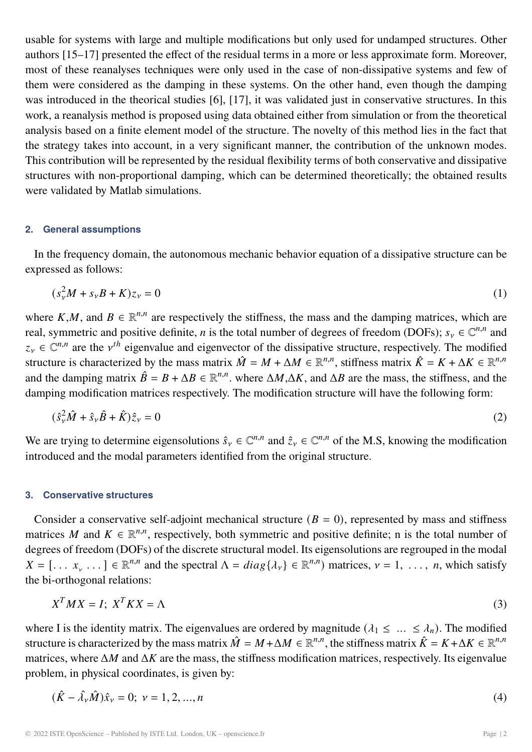usable for systems with large and multiple modifications but only used for undamped structures. Other authors [15–17] presented the effect of the residual terms in a more or less approximate form. Moreover, most of these reanalyses techniques were only used in the case of non-dissipative systems and few of them were considered as the damping in these systems. On the other hand, even though the damping was introduced in the theorical studies [6], [17], it was validated just in conservative structures. In this work, a reanalysis method is proposed using data obtained either from simulation or from the theoretical analysis based on a finite element model of the structure. The novelty of this method lies in the fact that the strategy takes into account, in a very significant manner, the contribution of the unknown modes. This contribution will be represented by the residual flexibility terms of both conservative and dissipative structures with non-proportional damping, which can be determined theoretically; the obtained results were validated by Matlab simulations.

## 2. General assumptions

In the frequency domain, the autonomous mechanic behavior equation of a dissipative structure can be expressed as follows:

$$(s_\nu^2 M + s_\nu B + K)z_\nu = 0 \tag{1}$$

where $K$,$M$, and $B \in \mathbb{R}^{n,n}$ are respectively the stiffness, the mass and the damping matrices, which are real, symmetric and positive definite, $n$ is the total number of degrees of freedom (DOFs); $s_\nu \in \mathbb{C}^{n,n}$ and $z_\nu \in \mathbb{C}^{n,n}$ are the $\nu^{th}$ eigenvalue and eigenvector of the dissipative structure, respectively. The modified structure is characterized by the mass matrix $\hat{M} = M + \Delta M \in \mathbb{R}^{n,n}$, stiffness matrix $\hat{K} = K + \Delta K \in \mathbb{R}^{n,n}$ and the damping matrix $\hat{B} = B + \Delta B \in \mathbb{R}^{n,n}$. where $\Delta M$,$\Delta K$, and $\Delta B$ are the mass, the stiffness, and the damping modification matrices respectively. The modification structure will have the following form:

$$(\hat{s}_\nu^2 \hat{M} + \hat{s}_\nu \hat{B} + \hat{K})\hat{z}_\nu = 0 \tag{2}$$

We are trying to determine eigensolutions $\hat{s}_\nu \in \mathbb{C}^{n,n}$ and $\hat{z}_\nu \in \mathbb{C}^{n,n}$ of the M.S, knowing the modification introduced and the modal parameters identified from the original structure.

## 3. Conservative structures

Consider a conservative self-adjoint mechanical structure ($B = 0$), represented by mass and stiffness matrices $M$ and $K \in \mathbb{R}^{n,n}$, respectively, both symmetric and positive definite; n is the total number of degrees of freedom (DOFs) of the discrete structural model. Its eigensolutions are regrouped in the modal $X = [\dots\ x_\nu\ \dots] \in \mathbb{R}^{n,n}$ and the spectral $\Lambda = diag\{\lambda_\nu\} \in \mathbb{R}^{n,n}$) matrices, $\nu = 1,\ \dots,\ n$, which satisfy the bi-orthogonal relations:

$$X^T M X = I;\ X^T K X = \Lambda \tag{3}$$

where I is the identity matrix. The eigenvalues are ordered by magnitude ($\lambda_1 \leq\ \dots\ \leq \lambda_n$). The modified structure is characterized by the mass matrix $\hat{M} = M + \Delta M \in \mathbb{R}^{n,n}$, the stiffness matrix $\hat{K} = K + \Delta K \in \mathbb{R}^{n,n}$ matrices, where $\Delta M$ and $\Delta K$ are the mass, the stiffness modification matrices, respectively. Its eigenvalue problem, in physical coordinates, is given by:

$$(\hat{K} - \hat{\lambda}_\nu \hat{M})\hat{x}_\nu = 0;\ \nu = 1, 2, ..., n \tag{4}$$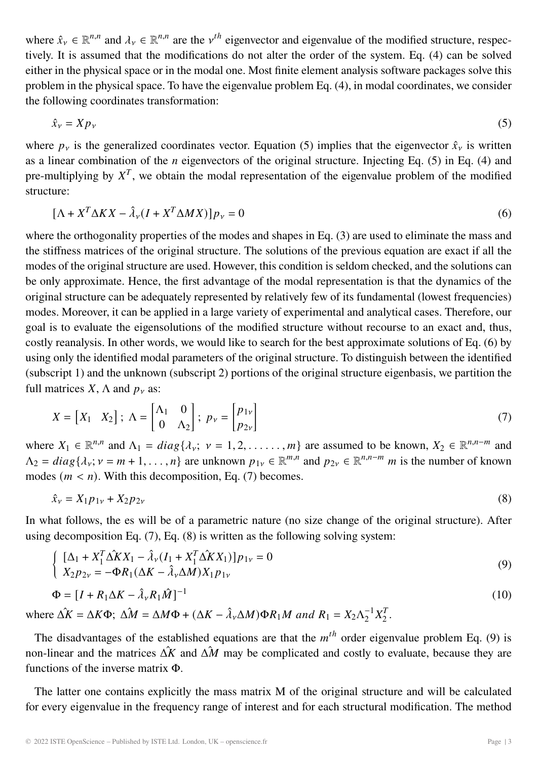where $\hat{x}_\nu \in \mathbb{R}^{n,n}$ and $\lambda_\nu \in \mathbb{R}^{n,n}$ are the $\nu^{th}$ eigenvector and eigenvalue of the modified structure, respectively. It is assumed that the modifications do not alter the order of the system. Eq. (4) can be solved either in the physical space or in the modal one. Most finite element analysis software packages solve this problem in the physical space. To have the eigenvalue problem Eq. (4), in modal coordinates, we consider the following coordinates transformation:

$$\hat{x}_\nu = X p_\nu \tag{5}$$

where $p_\nu$ is the generalized coordinates vector. Equation (5) implies that the eigenvector $\hat{x}_\nu$ is written as a linear combination of the $n$ eigenvectors of the original structure. Injecting Eq. (5) in Eq. (4) and pre-multiplying by $X^T$, we obtain the modal representation of the eigenvalue problem of the modified structure:

$$[\Lambda + X^T \Delta K X - \hat{\lambda}_\nu (I + X^T \Delta M X)] p_\nu = 0 \tag{6}$$

where the orthogonality properties of the modes and shapes in Eq. (3) are used to eliminate the mass and the stiffness matrices of the original structure. The solutions of the previous equation are exact if all the modes of the original structure are used. However, this condition is seldom checked, and the solutions can be only approximate. Hence, the first advantage of the modal representation is that the dynamics of the original structure can be adequately represented by relatively few of its fundamental (lowest frequencies) modes. Moreover, it can be applied in a large variety of experimental and analytical cases. Therefore, our goal is to evaluate the eigensolutions of the modified structure without recourse to an exact and, thus, costly reanalysis. In other words, we would like to search for the best approximate solutions of Eq. (6) by using only the identified modal parameters of the original structure. To distinguish between the identified (subscript 1) and the unknown (subscript 2) portions of the original structure eigenbasis, we partition the full matrices $X$, $\Lambda$ and $p_\nu$ as:

$$X = \begin{bmatrix} X_1 & X_2 \end{bmatrix};\ \Lambda = \begin{bmatrix} \Lambda_1 & 0 \\ 0 & \Lambda_2 \end{bmatrix};\ p_\nu = \begin{bmatrix} p_{1\nu} \\ p_{2\nu} \end{bmatrix} \tag{7}$$

where $X_1 \in \mathbb{R}^{n,n}$ and $\Lambda_1 = diag\{\lambda_\nu;\ \nu = 1, 2, \ldots\ldots, m\}$ are assumed to be known, $X_2 \in \mathbb{R}^{n,n-m}$ and $\Lambda_2 = diag\{\lambda_\nu; \nu = m+1, \ldots, n\}$ are unknown $p_{1\nu} \in \mathbb{R}^{m,n}$ and $p_{2\nu} \in \mathbb{R}^{n,n-m}$ $m$ is the number of known modes ($m < n$). With this decomposition, Eq. (7) becomes.

$$\hat{x}_\nu = X_1 p_{1\nu} + X_2 p_{2\nu} \tag{8}$$

In what follows, the es will be of a parametric nature (no size change of the original structure). After using decomposition Eq. (7), Eq. (8) is written as the following solving system:

$$\begin{cases} [\Delta_1 + X_1^T \Delta\hat{K} X_1 - \hat{\lambda}_\nu (I_1 + X_1^T \Delta\hat{K} X_1)] p_{1\nu} = 0 \\ X_2 p_{2\nu} = -\Phi R_1 (\Delta K - \hat{\lambda}_\nu \Delta M) X_1 p_{1\nu} \end{cases} \tag{9}$$

$$\Phi = [I + R_1 \Delta K - \hat{\lambda}_\nu R_1 \hat{M}]^{-1} \tag{10}$$

where $\Delta\hat{K} = \Delta K \Phi$; $\Delta\hat{M} = \Delta M \Phi + (\Delta K - \hat{\lambda}_\nu \Delta M)\Phi R_1 M$ *and* $R_1 = X_2 \Lambda_2^{-1} X_2^T$.

The disadvantages of the established equations are that the $m^{th}$ order eigenvalue problem Eq. (9) is non-linear and the matrices $\Delta\hat{K}$ and $\Delta\hat{M}$ may be complicated and costly to evaluate, because they are functions of the inverse matrix $\Phi$.

The latter one contains explicitly the mass matrix M of the original structure and will be calculated for every eigenvalue in the frequency range of interest and for each structural modification. The method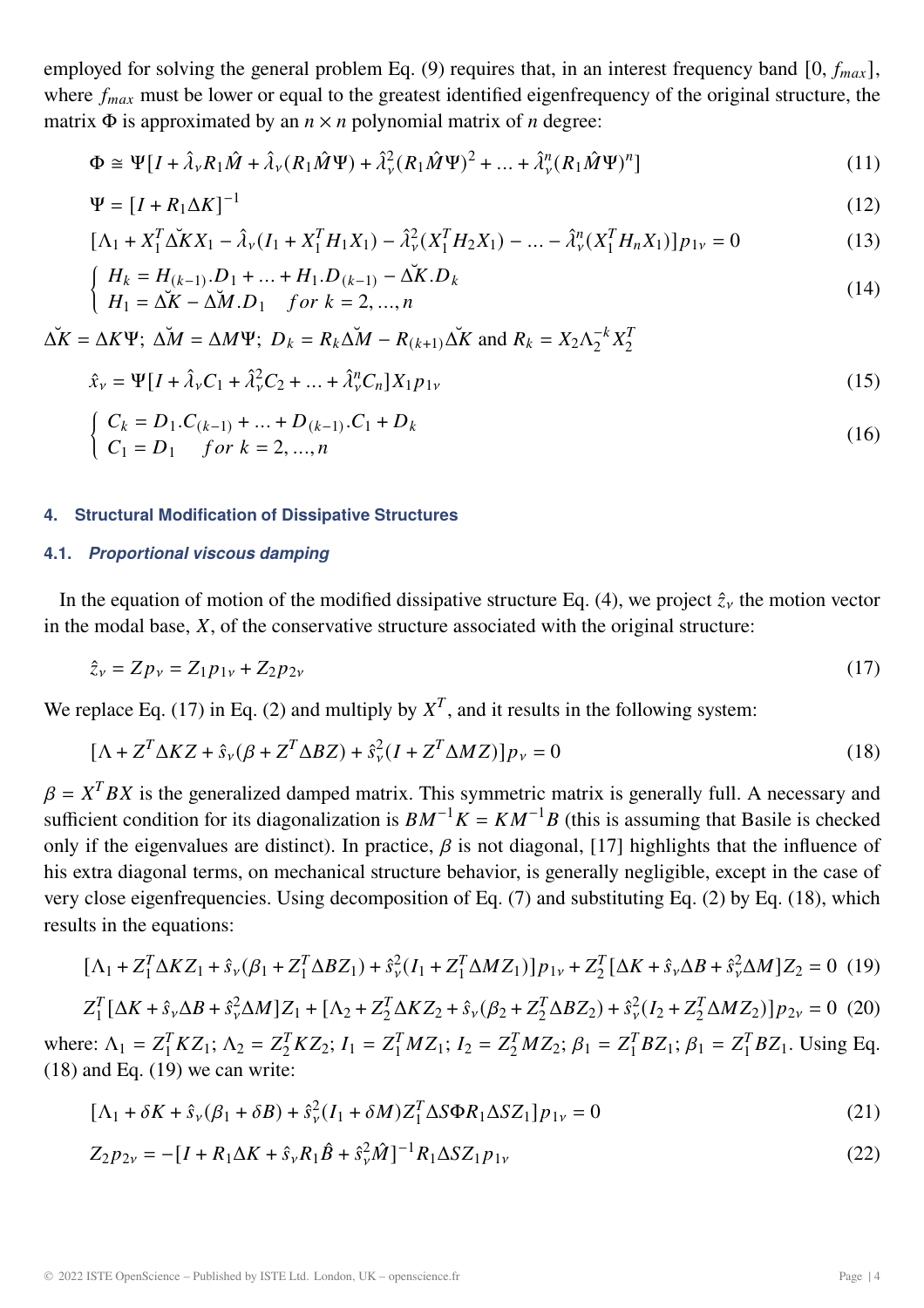employed for solving the general problem Eq. (9) requires that, in an interest frequency band [0, $f_{max}$], where $f_{max}$ must be lower or equal to the greatest identified eigenfrequency of the original structure, the matrix $\Phi$ is approximated by an $n \times n$ polynomial matrix of $n$ degree:

$$\Phi \cong \Psi[I + \hat{\lambda}_\nu R_1 \hat{M} + \hat{\lambda}_\nu (R_1 \hat{M}\Psi) + \hat{\lambda}_\nu^2 (R_1 \hat{M}\Psi)^2 + ... + \hat{\lambda}_\nu^n (R_1 \hat{M}\Psi)^n] \tag{11}$$

$$\Psi = [I + R_1 \Delta K]^{-1} \tag{12}$$

$$[\Lambda_1 + X_1^T \Delta\breve{K} X_1 - \hat{\lambda}_\nu (I_1 + X_1^T H_1 X_1) - \hat{\lambda}_\nu^2 (X_1^T H_2 X_1) - ... - \hat{\lambda}_\nu^n (X_1^T H_n X_1)] p_{1\nu} = 0 \tag{13}$$

$$\begin{cases} H_k = H_{(k-1)}.D_1 + ... + H_1.D_{(k-1)} - \Delta\breve{K}.D_k \\ H_1 = \Delta\breve{K} - \Delta\breve{M}.D_1 \quad for\ k = 2, ..., n \end{cases} \tag{14}$$

$\Delta\breve{K} = \Delta K \Psi$; $\Delta\breve{M} = \Delta M \Psi$; $D_k = R_k \Delta\breve{M} - R_{(k+1)} \Delta\breve{K}$ and $R_k = X_2 \Lambda_2^{-k} X_2^T$

$$\hat{x}_\nu = \Psi[I + \hat{\lambda}_\nu C_1 + \hat{\lambda}_\nu^2 C_2 + ... + \hat{\lambda}_\nu^n C_n] X_1 p_{1\nu} \tag{15}$$

$$\begin{cases} C_k = D_1.C_{(k-1)} + ... + D_{(k-1)}.C_1 + D_k \\ C_1 = D_1 \quad for\ k = 2, ..., n \end{cases} \tag{16}$$

## 4. Structural Modification of Dissipative Structures

### 4.1. *Proportional viscous damping*

In the equation of motion of the modified dissipative structure Eq. (4), we project $\hat{z}_\nu$ the motion vector in the modal base, $X$, of the conservative structure associated with the original structure:

$$\hat{z}_\nu = Z p_\nu = Z_1 p_{1\nu} + Z_2 p_{2\nu} \tag{17}$$

We replace Eq. (17) in Eq. (2) and multiply by $X^T$, and it results in the following system:

$$[\Lambda + Z^T \Delta K Z + \hat{s}_\nu(\beta + Z^T \Delta B Z) + \hat{s}_\nu^2 (I + Z^T \Delta M Z)] p_\nu = 0 \tag{18}$$

$\beta = X^T B X$ is the generalized damped matrix. This symmetric matrix is generally full. A necessary and sufficient condition for its diagonalization is $BM^{-1}K = KM^{-1}B$ (this is assuming that Basile is checked only if the eigenvalues are distinct). In practice, $\beta$ is not diagonal, [17] highlights that the influence of his extra diagonal terms, on mechanical structure behavior, is generally negligible, except in the case of very close eigenfrequencies. Using decomposition of Eq. (7) and substituting Eq. (2) by Eq. (18), which results in the equations:

$$[\Lambda_1 + Z_1^T \Delta K Z_1 + \hat{s}_\nu(\beta_1 + Z_1^T \Delta B Z_1) + \hat{s}_\nu^2 (I_1 + Z_1^T \Delta M Z_1)] p_{1\nu} + Z_2^T [\Delta K + \hat{s}_\nu \Delta B + \hat{s}_\nu^2 \Delta M] Z_2 = 0 \tag{19}$$

$$Z_1^T [\Delta K + \hat{s}_\nu \Delta B + \hat{s}_\nu^2 \Delta M] Z_1 + [\Lambda_2 + Z_2^T \Delta K Z_2 + \hat{s}_\nu(\beta_2 + Z_2^T \Delta B Z_2) + \hat{s}_\nu^2 (I_2 + Z_2^T \Delta M Z_2)] p_{2\nu} = 0 \tag{20}$$

where: $\Lambda_1 = Z_1^T K Z_1$; $\Lambda_2 = Z_2^T K Z_2$; $I_1 = Z_1^T M Z_1$; $I_2 = Z_2^T M Z_2$; $\beta_1 = Z_1^T B Z_1$; $\beta_1 = Z_1^T B Z_1$. Using Eq. (18) and Eq. (19) we can write:

$$[\Lambda_1 + \delta K + \hat{s}_\nu(\beta_1 + \delta B) + \hat{s}_\nu^2 (I_1 + \delta M) Z_1^T \Delta S \Phi R_1 \Delta S Z_1] p_{1\nu} = 0 \tag{21}$$

$$Z_2 p_{2\nu} = -[I + R_1 \Delta K + \hat{s}_\nu R_1 \hat{B} + \hat{s}_\nu^2 \hat{M}]^{-1} R_1 \Delta S Z_1 p_{1\nu} \tag{22}$$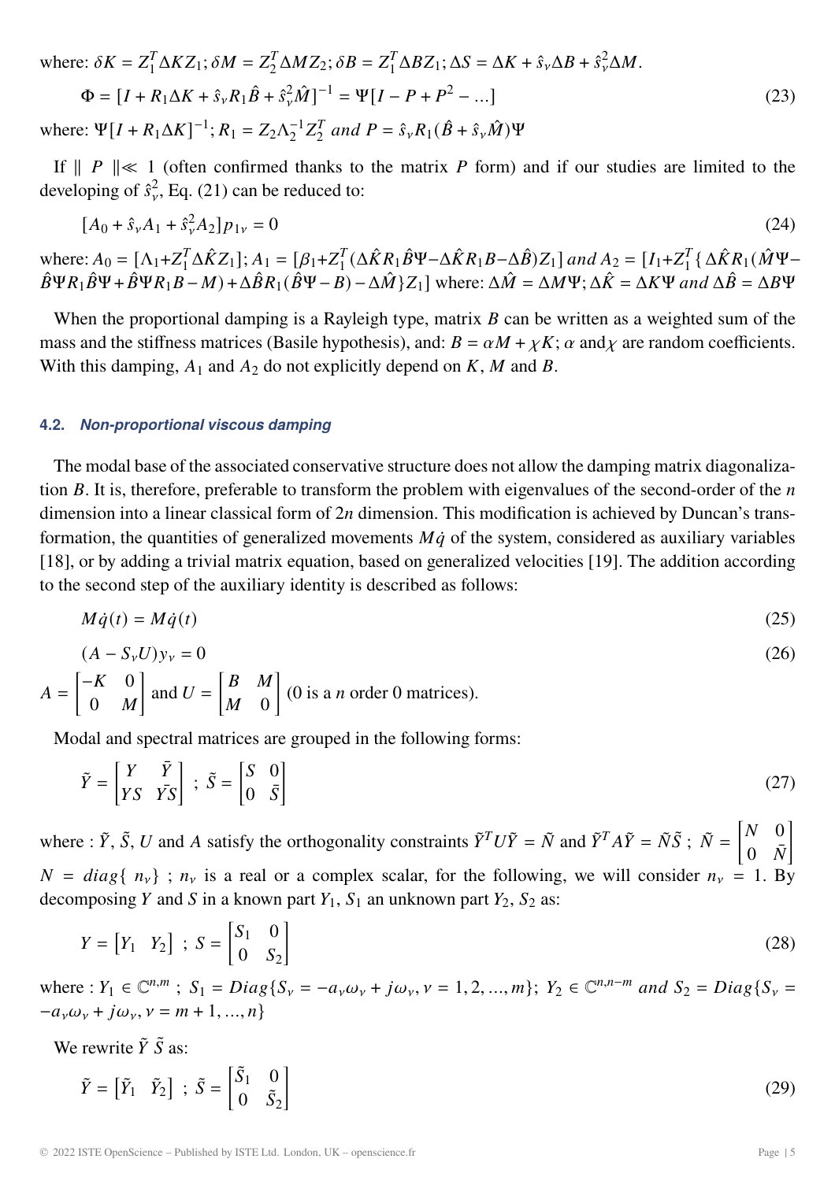where: $\delta K = Z_1^T \Delta K Z_1; \delta M = Z_2^T \Delta M Z_2; \delta B = Z_1^T \Delta B Z_1; \Delta S = \Delta K + \hat{s}_\nu \Delta B + \hat{s}_\nu^2 \Delta M$.

$$\Phi = [I + R_1 \Delta K + \hat{s}_\nu R_1 \hat{B} + \hat{s}_\nu^2 \hat{M}]^{-1} = \Psi[I - P + P^2 - \ldots] \tag{23}$$

where: $\Psi[I + R_1 \Delta K]^{-1}; R_1 = Z_2 \Lambda_2^{-1} Z_2^T$ *and* $P = \hat{s}_\nu R_1 (\hat{B} + \hat{s}_\nu \hat{M})\Psi$

If $\parallel P \parallel \ll 1$ (often confirmed thanks to the matrix $P$ form) and if our studies are limited to the developing of $\hat{s}_\nu^2$, Eq. (21) can be reduced to:

$$[A_0 + \hat{s}_\nu A_1 + \hat{s}_\nu^2 A_2] p_{1\nu} = 0 \tag{24}$$

where: $A_0 = [\Lambda_1 + Z_1^T \Delta \hat{K} Z_1]; A_1 = [\beta_1 + Z_1^T (\Delta \hat{K} R_1 \hat{B} \Psi - \Delta \hat{K} R_1 B - \Delta \hat{B}) Z_1]$ *and* $A_2 = [I_1 + Z_1^T \{ \Delta \hat{K} R_1 (\hat{M} \Psi - \hat{B} \Psi R_1 \hat{B} \Psi + \hat{B} \Psi R_1 B - M) + \Delta \hat{B} R_1 (\hat{B} \Psi - B) - \Delta \hat{M} \} Z_1]$ where: $\Delta \hat{M} = \Delta M \Psi; \Delta \hat{K} = \Delta K \Psi$ *and* $\Delta \hat{B} = \Delta B \Psi$

When the proportional damping is a Rayleigh type, matrix $B$ can be written as a weighted sum of the mass and the stiffness matrices (Basile hypothesis), and: $B = \alpha M + \chi K$; $\alpha$ and $\chi$ are random coefficients. With this damping, $A_1$ and $A_2$ do not explicitly depend on $K$, $M$ and $B$.

### 4.2. *Non-proportional viscous damping*

The modal base of the associated conservative structure does not allow the damping matrix diagonalization $B$. It is, therefore, preferable to transform the problem with eigenvalues of the second-order of the $n$ dimension into a linear classical form of $2n$ dimension. This modification is achieved by Duncan's transformation, the quantities of generalized movements $M\dot{q}$ of the system, considered as auxiliary variables [18], or by adding a trivial matrix equation, based on generalized velocities [19]. The addition according to the second step of the auxiliary identity is described as follows:

$$M\dot{q}(t) = M\dot{q}(t) \tag{25}$$

$$(A - S_\nu U) y_\nu = 0 \tag{26}$$

$A = \begin{bmatrix} -K & 0 \\ 0 & M \end{bmatrix}$ and $U = \begin{bmatrix} B & M \\ M & 0 \end{bmatrix}$ (0 is a $n$ order 0 matrices).

Modal and spectral matrices are grouped in the following forms:

$$\tilde{Y} = \begin{bmatrix} Y & \bar{Y} \\ YS & \bar{YS} \end{bmatrix} \; ; \; \tilde{S} = \begin{bmatrix} S & 0 \\ 0 & \bar{S} \end{bmatrix} \tag{27}$$

where : $\tilde{Y}$, $\tilde{S}$, $U$ and $A$ satisfy the orthogonality constraints $\tilde{Y}^T U \tilde{Y} = \tilde{N}$ and $\tilde{Y}^T A \tilde{Y} = \tilde{N}\tilde{S}$ ; $\tilde{N} = \begin{bmatrix} N & 0 \\ 0 & \bar{N} \end{bmatrix}$ $N = diag\{ n_\nu \}$ ; $n_\nu$ is a real or a complex scalar, for the following, we will consider $n_\nu = 1$. By decomposing $Y$ and $S$ in a known part $Y_1$, $S_1$ an unknown part $Y_2$, $S_2$ as:

$$Y = \begin{bmatrix} Y_1 & Y_2 \end{bmatrix} \; ; \; S = \begin{bmatrix} S_1 & 0 \\ 0 & S_2 \end{bmatrix} \tag{28}$$

where : $Y_1 \in \mathbb{C}^{n,m}$ ; $S_1 = Diag\{S_\nu = -a_\nu \omega_\nu + j\omega_\nu, \nu = 1, 2, \ldots, m\}$; $Y_2 \in \mathbb{C}^{n,n-m}$ *and* $S_2 = Diag\{S_\nu = -a_\nu \omega_\nu + j\omega_\nu, \nu = m + 1, \ldots, n\}$

We rewrite $\tilde{Y}$ $\tilde{S}$ as:

$$\tilde{Y} = \begin{bmatrix} \tilde{Y}_1 & \tilde{Y}_2 \end{bmatrix} \; ; \; \tilde{S} = \begin{bmatrix} \tilde{S}_1 & 0 \\ 0 & \tilde{S}_2 \end{bmatrix} \tag{29}$$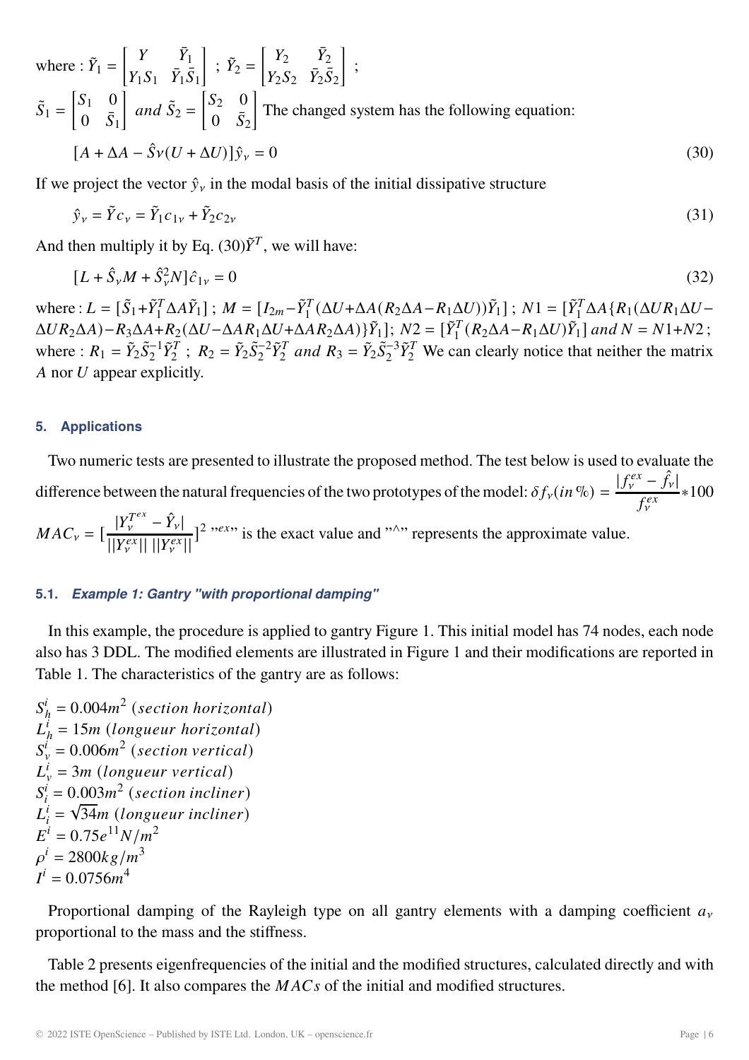where : $\tilde{Y}_1 = \begin{bmatrix} Y & \bar{Y}_1 \\ Y_1 S_1 & \bar{Y}_1 \bar{S}_1 \end{bmatrix}$ ; $\tilde{Y}_2 = \begin{bmatrix} Y_2 & \bar{Y}_2 \\ Y_2 S_2 & \bar{Y}_2 \bar{S}_2 \end{bmatrix}$ ;

$\tilde{S}_1 = \begin{bmatrix} S_1 & 0 \\ 0 & \bar{S}_1 \end{bmatrix}$ *and* $\tilde{S}_2 = \begin{bmatrix} S_2 & 0 \\ 0 & \bar{S}_2 \end{bmatrix}$ The changed system has the following equation:

$$[A + \Delta A - \hat{S}\nu(U + \Delta U)]\hat{y}_\nu = 0 \tag{30}$$

If we project the vector $\hat{y}_\nu$ in the modal basis of the initial dissipative structure

$$\hat{y}_\nu = \tilde{Y} c_\nu = \tilde{Y}_1 c_{1\nu} + \tilde{Y}_2 c_{2\nu} \tag{31}$$

And then multiply it by Eq. (30)$\tilde{Y}^T$, we will have:

$$[L + \hat{S}_\nu M + \hat{S}_\nu^2 N]\hat{c}_{1\nu} = 0 \tag{32}$$

where : $L = [\tilde{S}_1 + \tilde{Y}_1^T \Delta A \tilde{Y}_1]$ ; $M = [I_{2m} - \tilde{Y}_1^T(\Delta U + \Delta A(R_2 \Delta A - R_1 \Delta U))\tilde{Y}_1]$ ; $N1 = [\tilde{Y}_1^T \Delta A\{R_1(\Delta U R_1 \Delta U - \Delta U R_2 \Delta A) - R_3 \Delta A + R_2(\Delta U - \Delta A R_1 \Delta U + \Delta A R_2 \Delta A)\}\tilde{Y}_1]$; $N2 = [\tilde{Y}_1^T(R_2 \Delta A - R_1 \Delta U)\tilde{Y}_1]$ *and* $N = N1 + N2$ ; where : $R_1 = \tilde{Y}_2 \tilde{S}_2^{-1} \tilde{Y}_2^T$ ; $R_2 = \tilde{Y}_2 \tilde{S}_2^{-2} \tilde{Y}_2^T$ *and* $R_3 = \tilde{Y}_2 \tilde{S}_2^{-3} \tilde{Y}_2^T$ We can clearly notice that neither the matrix $A$ nor $U$ appear explicitly.

## 5. Applications

Two numeric tests are presented to illustrate the proposed method. The test below is used to evaluate the difference between the natural frequencies of the two prototypes of the model: $\delta f_\nu(in\,\%) = \dfrac{|f_\nu^{ex} - \hat{f}_\nu|}{f_\nu^{ex}} * 100$

$MAC_\nu = [\dfrac{|Y_\nu^{T^{ex}} - \hat{Y}_\nu|}{||Y_\nu^{ex}||\;||Y_\nu^{ex}||}]^2$ "$ex$" is the exact value and "^" represents the approximate value.

### 5.1. *Example 1: Gantry "with proportional damping"*

In this example, the procedure is applied to gantry Figure 1. This initial model has 74 nodes, each node also has 3 DDL. The modified elements are illustrated in Figure 1 and their modifications are reported in Table 1. The characteristics of the gantry are as follows:

$S_h^i = 0.004m^2$ $(section\ horizontal)$
$L_h^i = 15m$ $(longueur\ horizontal)$
$S_v^i = 0.006m^2$ $(section\ vertical)$
$L_v^i = 3m$ $(longueur\ vertical)$
$S_i^i = 0.003m^2$ $(section\ incliner)$
$L_i^i = \sqrt{34}m$ $(longueur\ incliner)$
$E^i = 0.75e^{11}N/m^2$
$\rho^i = 2800kg/m^3$
$I^i = 0.0756m^4$

Proportional damping of the Rayleigh type on all gantry elements with a damping coefficient $a_\nu$ proportional to the mass and the stiffness.

Table 2 presents eigenfrequencies of the initial and the modified structures, calculated directly and with the method [6]. It also compares the $MACs$ of the initial and modified structures.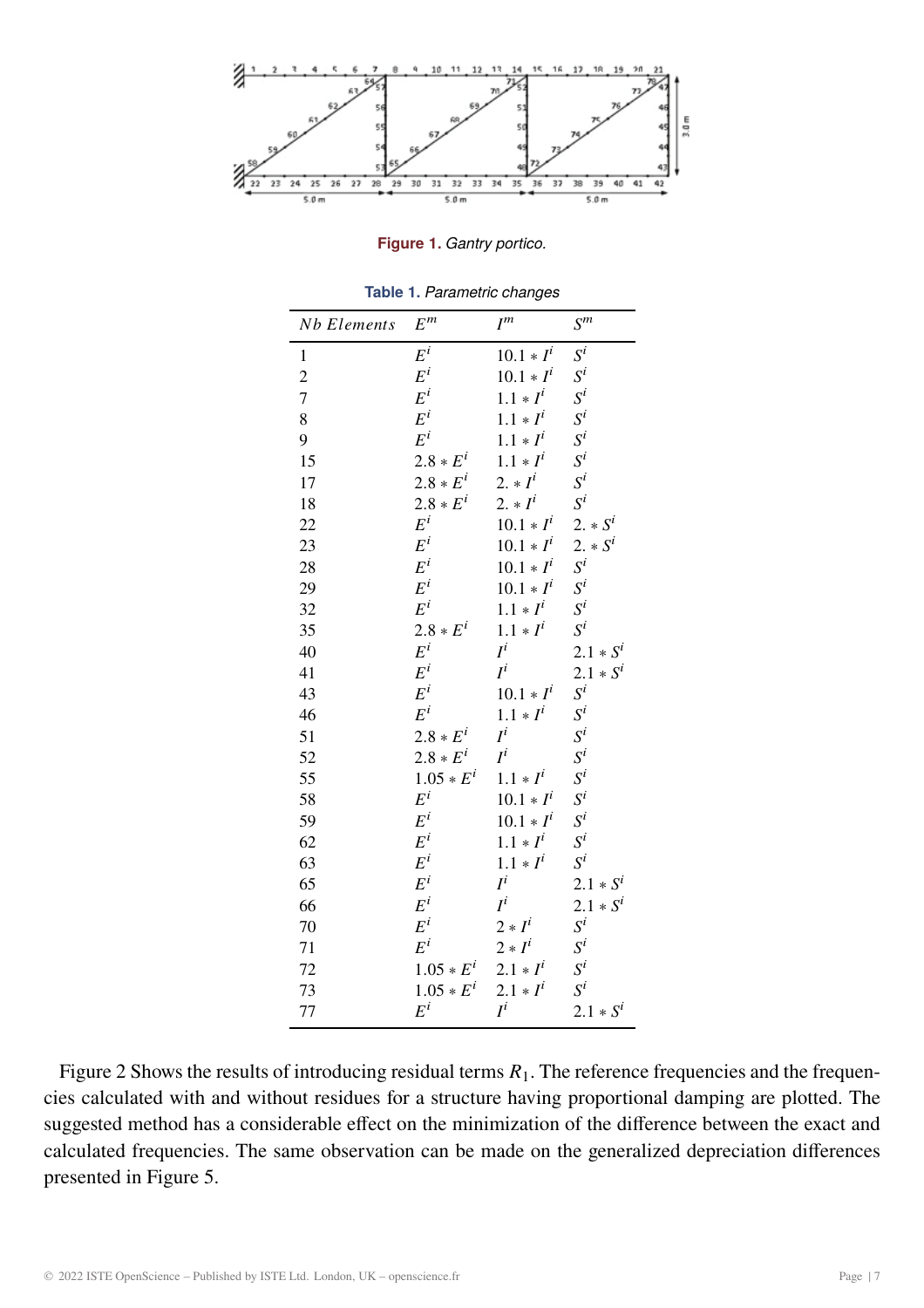**Figure 1.** *Gantry portico.*

**Table 1.** *Parametric changes*

| $Nb\ Elements$ | $E^m$ | $I^m$ | $S^m$ |
|---|---|---|---|
| 1 | $E^i$ | $10.1 * I^i$ | $S^i$ |
| 2 | $E^i$ | $10.1 * I^i$ | $S^i$ |
| 7 | $E^i$ | $1.1 * I^i$ | $S^i$ |
| 8 | $E^i$ | $1.1 * I^i$ | $S^i$ |
| 9 | $E^i$ | $1.1 * I^i$ | $S^i$ |
| 15 | $2.8 * E^i$ | $1.1 * I^i$ | $S^i$ |
| 17 | $2.8 * E^i$ | $2. * I^i$ | $S^i$ |
| 18 | $2.8 * E^i$ | $2. * I^i$ | $S^i$ |
| 22 | $E^i$ | $10.1 * I^i$ | $2. * S^i$ |
| 23 | $E^i$ | $10.1 * I^i$ | $2. * S^i$ |
| 28 | $E^i$ | $10.1 * I^i$ | $S^i$ |
| 29 | $E^i$ | $10.1 * I^i$ | $S^i$ |
| 32 | $E^i$ | $1.1 * I^i$ | $S^i$ |
| 35 | $2.8 * E^i$ | $1.1 * I^i$ | $S^i$ |
| 40 | $E^i$ | $I^i$ | $2.1 * S^i$ |
| 41 | $E^i$ | $I^i$ | $2.1 * S^i$ |
| 43 | $E^i$ | $10.1 * I^i$ | $S^i$ |
| 46 | $E^i$ | $1.1 * I^i$ | $S^i$ |
| 51 | $2.8 * E^i$ | $I^i$ | $S^i$ |
| 52 | $2.8 * E^i$ | $I^i$ | $S^i$ |
| 55 | $1.05 * E^i$ | $1.1 * I^i$ | $S^i$ |
| 58 | $E^i$ | $10.1 * I^i$ | $S^i$ |
| 59 | $E^i$ | $10.1 * I^i$ | $S^i$ |
| 62 | $E^i$ | $1.1 * I^i$ | $S^i$ |
| 63 | $E^i$ | $1.1 * I^i$ | $S^i$ |
| 65 | $E^i$ | $I^i$ | $2.1 * S^i$ |
| 66 | $E^i$ | $I^i$ | $2.1 * S^i$ |
| 70 | $E^i$ | $2 * I^i$ | $S^i$ |
| 71 | $E^i$ | $2 * I^i$ | $S^i$ |
| 72 | $1.05 * E^i$ | $2.1 * I^i$ | $S^i$ |
| 73 | $1.05 * E^i$ | $2.1 * I^i$ | $S^i$ |
| 77 | $E^i$ | $I^i$ | $2.1 * S^i$ |

Figure 2 Shows the results of introducing residual terms $R_1$. The reference frequencies and the frequencies calculated with and without residues for a structure having proportional damping are plotted. The suggested method has a considerable effect on the minimization of the difference between the exact and calculated frequencies. The same observation can be made on the generalized depreciation differences presented in Figure 5.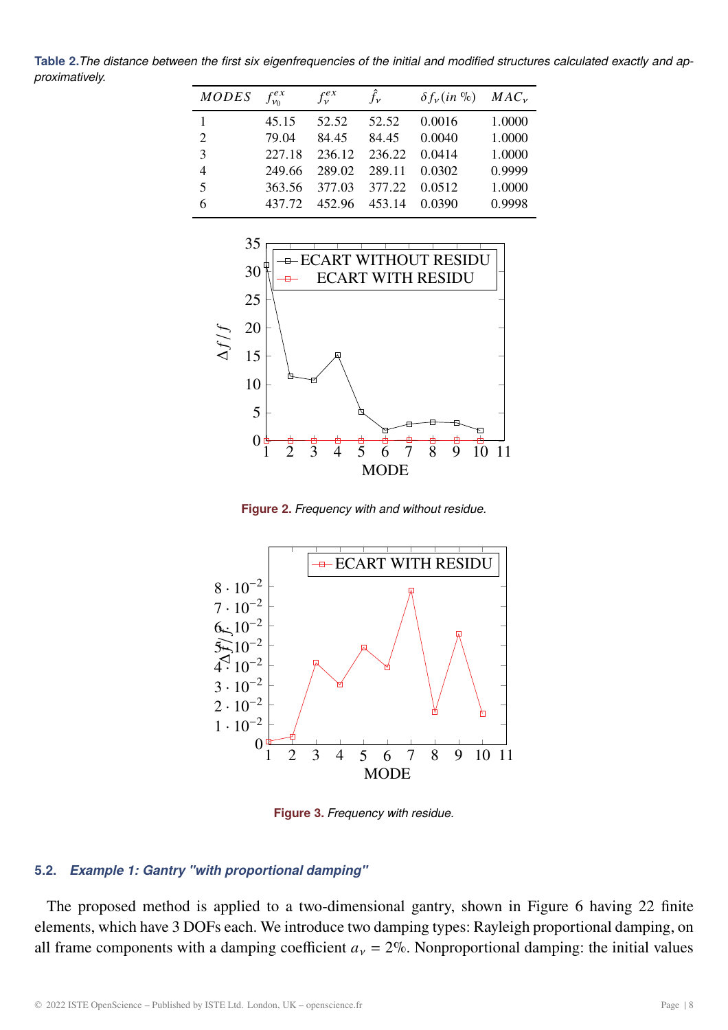**Table 2.** *The distance between the first six eigenfrequencies of the initial and modified structures calculated exactly and approximatively.*

| $MODES$ | $f_{\nu_0}^{ex}$ | $f_{\nu}^{ex}$ | $\hat{f}_{\nu}$ | $\delta f_{\nu} (in\ \%)$ | $MAC_{\nu}$ |
|---|---|---|---|---|---|
| 1 | 45.15 | 52.52 | 52.52 | 0.0016 | 1.0000 |
| 2 | 79.04 | 84.45 | 84.45 | 0.0040 | 1.0000 |
| 3 | 227.18 | 236.12 | 236.22 | 0.0414 | 1.0000 |
| 4 | 249.66 | 289.02 | 289.11 | 0.0302 | 0.9999 |
| 5 | 363.56 | 377.03 | 377.22 | 0.0512 | 1.0000 |
| 6 | 437.72 | 452.96 | 453.14 | 0.0390 | 0.9998 |

**Figure 2.** *Frequency with and without residue.*

**Figure 3.** *Frequency with residue.*

### 5.2. *Example 1: Gantry "with proportional damping"*

The proposed method is applied to a two-dimensional gantry, shown in Figure 6 having 22 finite elements, which have 3 DOFs each. We introduce two damping types: Rayleigh proportional damping, on all frame components with a damping coefficient $a_{\nu} = 2\%$. Nonproportional damping: the initial values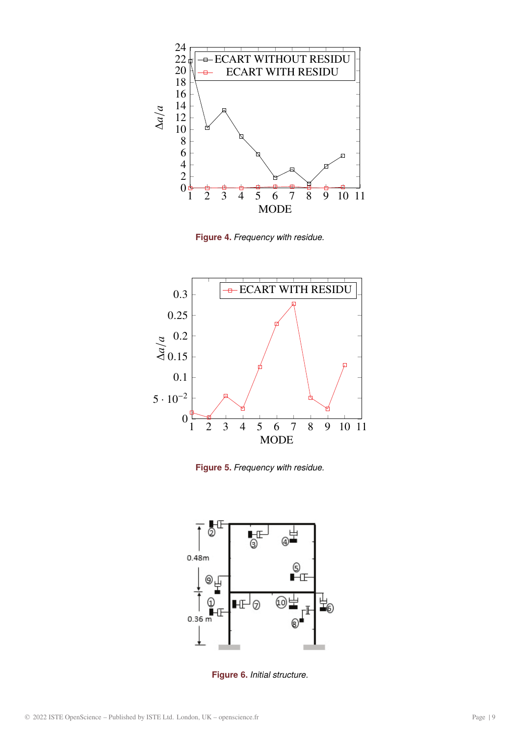**Figure 4.** *Frequency with residue.*

**Figure 5.** *Frequency with residue.*

**Figure 6.** *Initial structure.*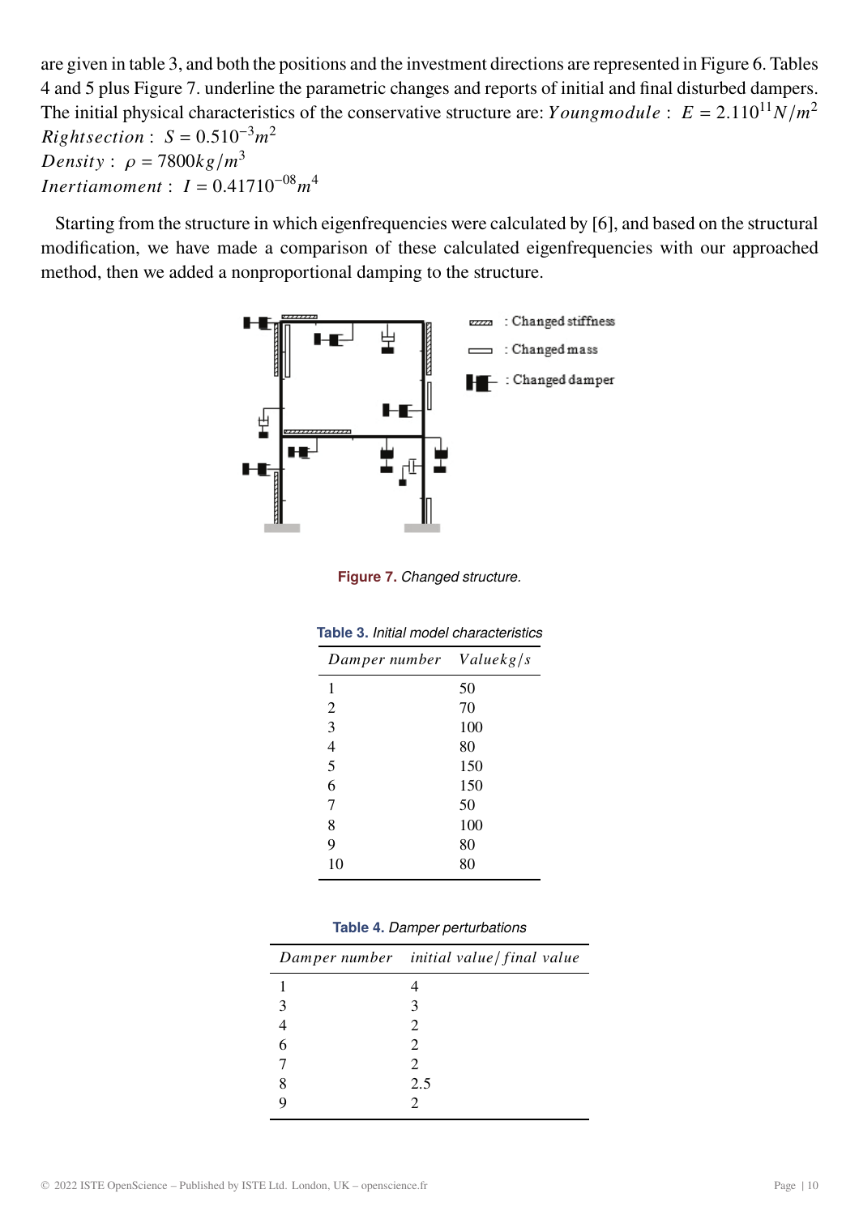are given in table 3, and both the positions and the investment directions are represented in Figure 6. Tables 4 and 5 plus Figure 7. underline the parametric changes and reports of initial and final disturbed dampers. The initial physical characteristics of the conservative structure are: $Youngmodule: \; E = 2.110^{11} N/m^2$
$Rightsection: \; S = 0.510^{-3} m^2$
$Density: \; \rho = 7800 kg/m^3$
$Inertiamoment: \; I = 0.41710^{-08} m^4$

Starting from the structure in which eigenfrequencies were calculated by [6], and based on the structural modification, we have made a comparison of these calculated eigenfrequencies with our approached method, then we added a nonproportional damping to the structure.

**Figure 7.** *Changed structure.*

**Table 3.** *Initial model characteristics*

| *Damper number* | *Valuekg/s* |
|---|---|
| 1 | 50 |
| 2 | 70 |
| 3 | 100 |
| 4 | 80 |
| 5 | 150 |
| 6 | 150 |
| 7 | 50 |
| 8 | 100 |
| 9 | 80 |
| 10 | 80 |

**Table 4.** *Damper perturbations*

| *Damper number* | *initial value/ final value* |
|---|---|
| 1 | 4 |
| 3 | 3 |
| 4 | 2 |
| 6 | 2 |
| 7 | 2 |
| 8 | 2.5 |
| 9 | 2 |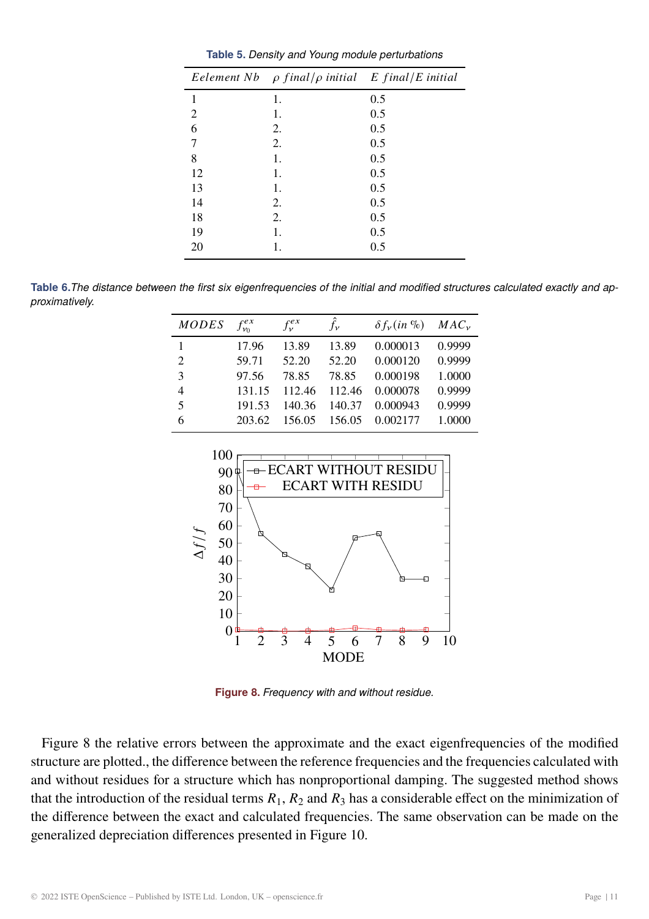**Table 5.** *Density and Young module perturbations*

| *Eelement Nb* | $\rho$ *final*/$\rho$ *initial* | *E final*/*E initial* |
|---|---|---|
| 1 | 1. | 0.5 |
| 2 | 1. | 0.5 |
| 6 | 2. | 0.5 |
| 7 | 2. | 0.5 |
| 8 | 1. | 0.5 |
| 12 | 1. | 0.5 |
| 13 | 1. | 0.5 |
| 14 | 2. | 0.5 |
| 18 | 2. | 0.5 |
| 19 | 1. | 0.5 |
| 20 | 1. | 0.5 |

**Table 6.** *The distance between the first six eigenfrequencies of the initial and modified structures calculated exactly and approximatively.*

| *MODES* | $f^{ex}_{\nu_0}$ | $f^{ex}_{\nu}$ | $\hat{f}_{\nu}$ | $\delta f_{\nu}$(*in* %) | $MAC_{\nu}$ |
|---|---|---|---|---|---|
| 1 | 17.96 | 13.89 | 13.89 | 0.000013 | 0.9999 |
| 2 | 59.71 | 52.20 | 52.20 | 0.000120 | 0.9999 |
| 3 | 97.56 | 78.85 | 78.85 | 0.000198 | 1.0000 |
| 4 | 131.15 | 112.46 | 112.46 | 0.000078 | 0.9999 |
| 5 | 191.53 | 140.36 | 140.37 | 0.000943 | 0.9999 |
| 6 | 203.62 | 156.05 | 156.05 | 0.002177 | 1.0000 |

**Figure 8.** *Frequency with and without residue.*

Figure 8 the relative errors between the approximate and the exact eigenfrequencies of the modified structure are plotted., the difference between the reference frequencies and the frequencies calculated with and without residues for a structure which has nonproportional damping. The suggested method shows that the introduction of the residual terms $R_1$, $R_2$ and $R_3$ has a considerable effect on the minimization of the difference between the exact and calculated frequencies. The same observation can be made on the generalized depreciation differences presented in Figure 10.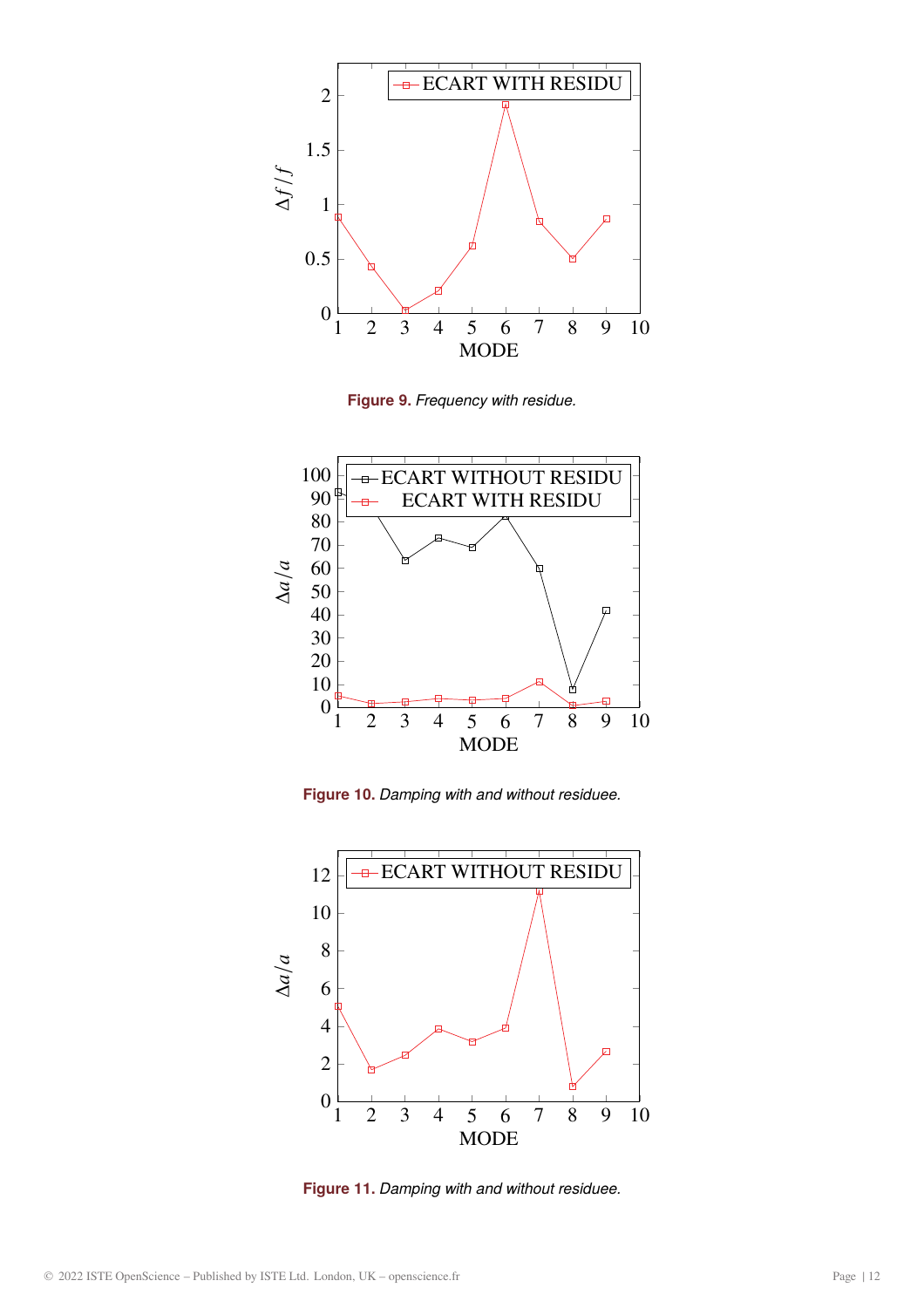**Figure 9.** *Frequency with residue.*

**Figure 10.** *Damping with and without residuee.*

**Figure 11.** *Damping with and without residuee.*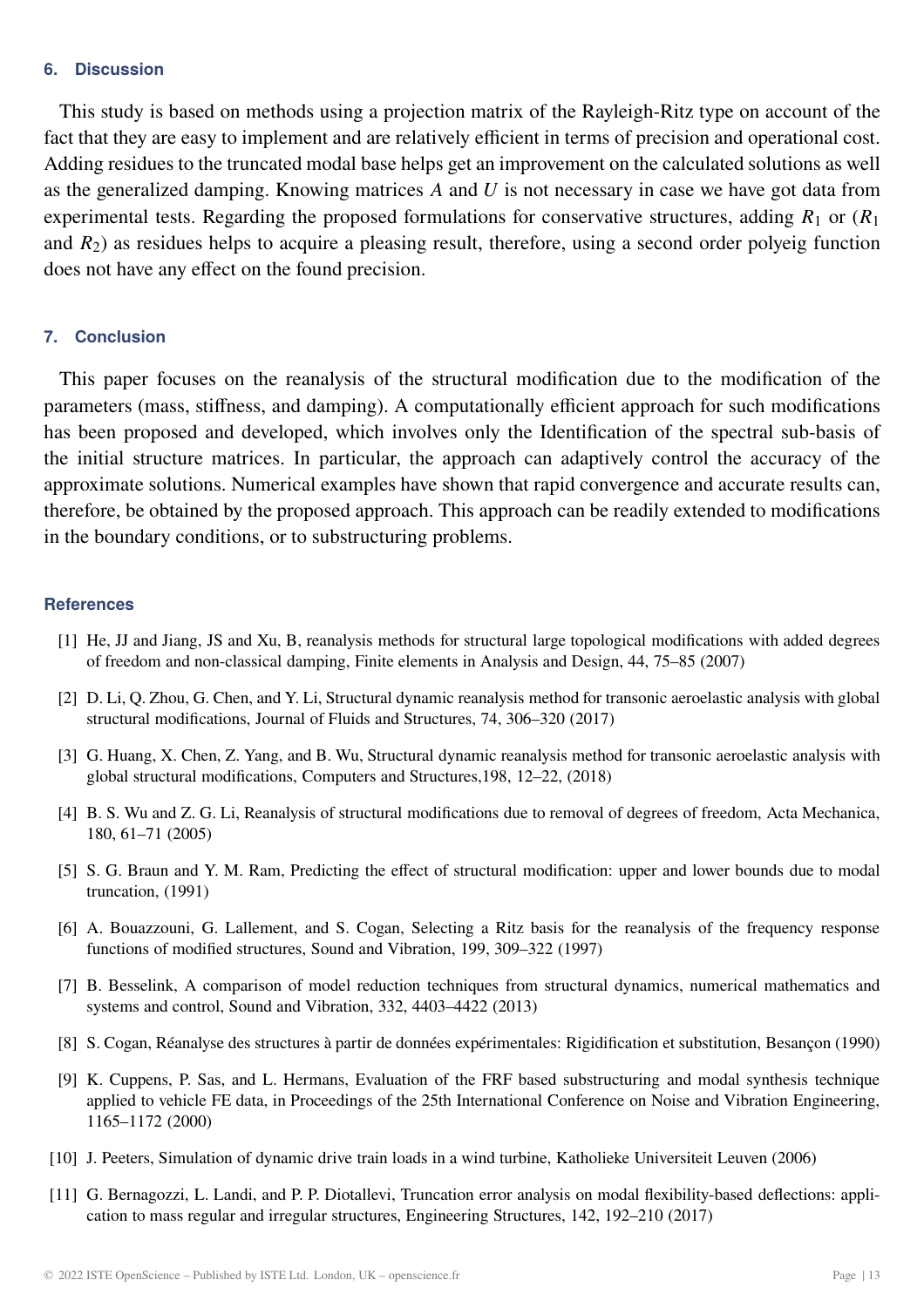## 6. Discussion

This study is based on methods using a projection matrix of the Rayleigh-Ritz type on account of the fact that they are easy to implement and are relatively efficient in terms of precision and operational cost. Adding residues to the truncated modal base helps get an improvement on the calculated solutions as well as the generalized damping. Knowing matrices $A$ and $U$ is not necessary in case we have got data from experimental tests. Regarding the proposed formulations for conservative structures, adding $R_1$ or ($R_1$ and $R_2$) as residues helps to acquire a pleasing result, therefore, using a second order polyeig function does not have any effect on the found precision.

## 7. Conclusion

This paper focuses on the reanalysis of the structural modification due to the modification of the parameters (mass, stiffness, and damping). A computationally efficient approach for such modifications has been proposed and developed, which involves only the Identification of the spectral sub-basis of the initial structure matrices. In particular, the approach can adaptively control the accuracy of the approximate solutions. Numerical examples have shown that rapid convergence and accurate results can, therefore, be obtained by the proposed approach. This approach can be readily extended to modifications in the boundary conditions, or to substructuring problems.

## References

[1] He, JJ and Jiang, JS and Xu, B, reanalysis methods for structural large topological modifications with added degrees of freedom and non-classical damping, Finite elements in Analysis and Design, 44, 75–85 (2007)

[2] D. Li, Q. Zhou, G. Chen, and Y. Li, Structural dynamic reanalysis method for transonic aeroelastic analysis with global structural modifications, Journal of Fluids and Structures, 74, 306–320 (2017)

[3] G. Huang, X. Chen, Z. Yang, and B. Wu, Structural dynamic reanalysis method for transonic aeroelastic analysis with global structural modifications, Computers and Structures,198, 12–22, (2018)

[4] B. S. Wu and Z. G. Li, Reanalysis of structural modifications due to removal of degrees of freedom, Acta Mechanica, 180, 61–71 (2005)

[5] S. G. Braun and Y. M. Ram, Predicting the effect of structural modification: upper and lower bounds due to modal truncation, (1991)

[6] A. Bouazzouni, G. Lallement, and S. Cogan, Selecting a Ritz basis for the reanalysis of the frequency response functions of modified structures, Sound and Vibration, 199, 309–322 (1997)

[7] B. Besselink, A comparison of model reduction techniques from structural dynamics, numerical mathematics and systems and control, Sound and Vibration, 332, 4403–4422 (2013)

[8] S. Cogan, Réanalyse des structures à partir de données expérimentales: Rigidification et substitution, Besançon (1990)

[9] K. Cuppens, P. Sas, and L. Hermans, Evaluation of the FRF based substructuring and modal synthesis technique applied to vehicle FE data, in Proceedings of the 25th International Conference on Noise and Vibration Engineering, 1165–1172 (2000)

[10] J. Peeters, Simulation of dynamic drive train loads in a wind turbine, Katholieke Universiteit Leuven (2006)

[11] G. Bernagozzi, L. Landi, and P. P. Diotallevi, Truncation error analysis on modal flexibility-based deflections: application to mass regular and irregular structures, Engineering Structures, 142, 192–210 (2017)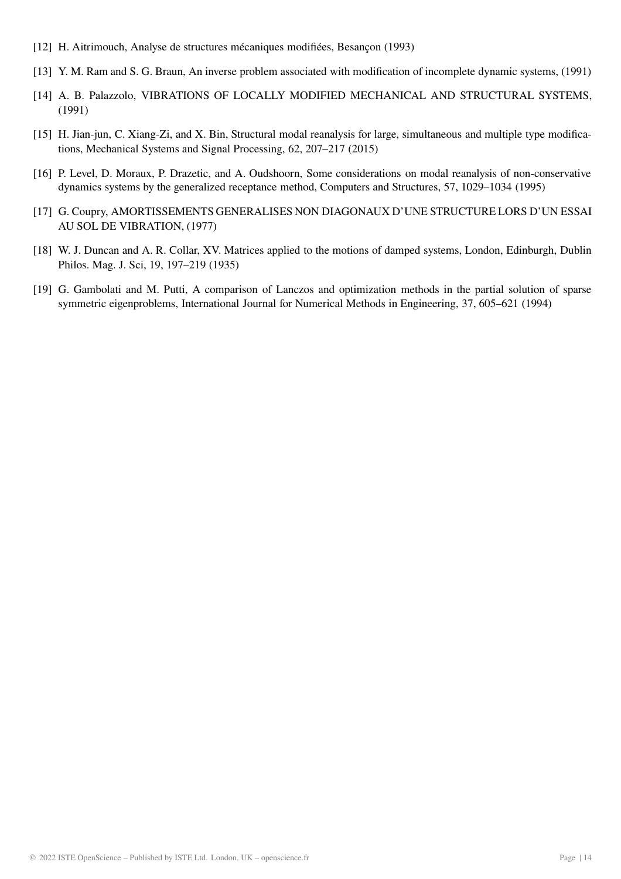[12] H. Aitrimouch, Analyse de structures mécaniques modifiées, Besançon (1993)

[13] Y. M. Ram and S. G. Braun, An inverse problem associated with modification of incomplete dynamic systems, (1991)

[14] A. B. Palazzolo, VIBRATIONS OF LOCALLY MODIFIED MECHANICAL AND STRUCTURAL SYSTEMS, (1991)

[15] H. Jian-jun, C. Xiang-Zi, and X. Bin, Structural modal reanalysis for large, simultaneous and multiple type modifications, Mechanical Systems and Signal Processing, 62, 207–217 (2015)

[16] P. Level, D. Moraux, P. Drazetic, and A. Oudshoorn, Some considerations on modal reanalysis of non-conservative dynamics systems by the generalized receptance method, Computers and Structures, 57, 1029–1034 (1995)

[17] G. Coupry, AMORTISSEMENTS GENERALISES NON DIAGONAUX D'UNE STRUCTURE LORS D'UN ESSAI AU SOL DE VIBRATION, (1977)

[18] W. J. Duncan and A. R. Collar, XV. Matrices applied to the motions of damped systems, London, Edinburgh, Dublin Philos. Mag. J. Sci, 19, 197–219 (1935)

[19] G. Gambolati and M. Putti, A comparison of Lanczos and optimization methods in the partial solution of sparse symmetric eigenproblems, International Journal for Numerical Methods in Engineering, 37, 605–621 (1994)